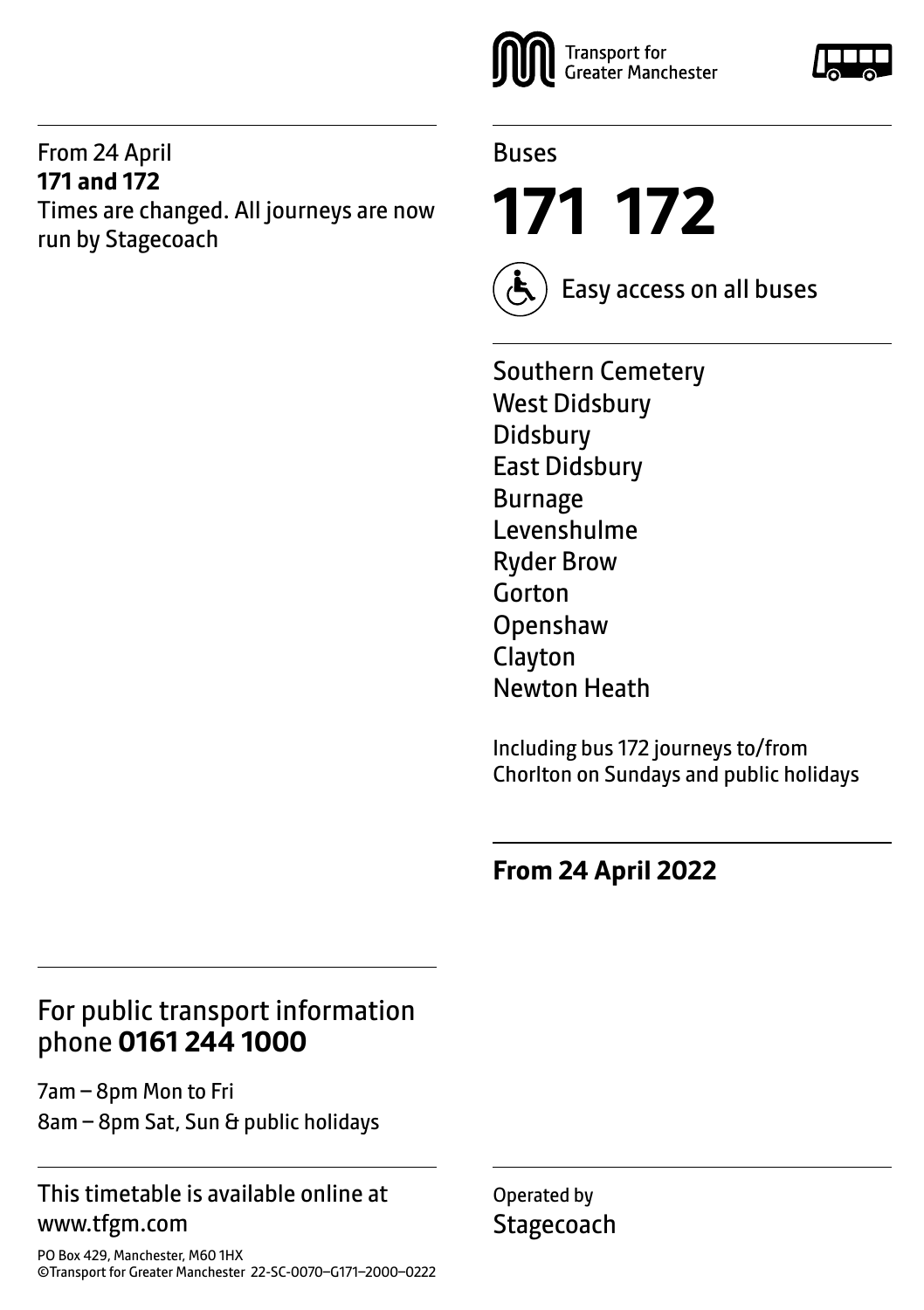Transport for Greater Manchester

From 24 April
**171 and 172**
Times are changed. All journeys are now run by Stagecoach

Buses

# 171 172

Easy access on all buses

Southern Cemetery
West Didsbury
Didsbury
East Didsbury
Burnage
Levenshulme
Ryder Brow
Gorton
Openshaw
Clayton
Newton Heath

Including bus 172 journeys to/from Chorlton on Sundays and public holidays

**From 24 April 2022**

## For public transport information phone **0161 244 1000**

7am – 8pm Mon to Fri
8am – 8pm Sat, Sun & public holidays

This timetable is available online at www.tfgm.com

PO Box 429, Manchester, M60 1HX
©Transport for Greater Manchester 22-SC-0070–G171–2000–0222

Operated by
Stagecoach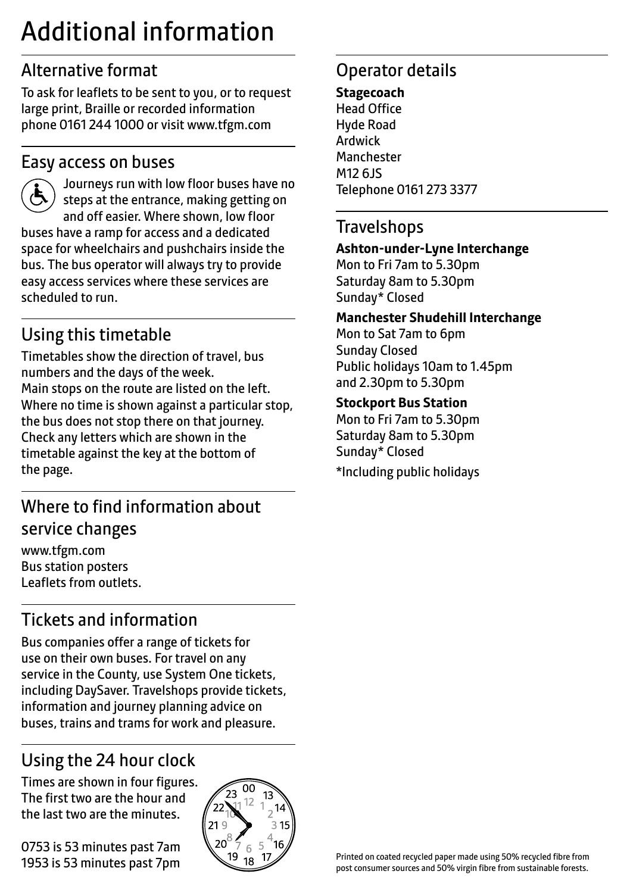# Additional information

## Alternative format

To ask for leaflets to be sent to you, or to request large print, Braille or recorded information phone 0161 244 1000 or visit www.tfgm.com

## Easy access on buses

Journeys run with low floor buses have no steps at the entrance, making getting on and off easier. Where shown, low floor buses have a ramp for access and a dedicated space for wheelchairs and pushchairs inside the bus. The bus operator will always try to provide easy access services where these services are scheduled to run.

## Using this timetable

Timetables show the direction of travel, bus numbers and the days of the week.
Main stops on the route are listed on the left. Where no time is shown against a particular stop, the bus does not stop there on that journey. Check any letters which are shown in the timetable against the key at the bottom of the page.

## Where to find information about service changes

www.tfgm.com
Bus station posters
Leaflets from outlets.

## Tickets and information

Bus companies offer a range of tickets for use on their own buses. For travel on any service in the County, use System One tickets, including DaySaver. Travelshops provide tickets, information and journey planning advice on buses, trains and trams for work and pleasure.

## Using the 24 hour clock

Times are shown in four figures. The first two are the hour and the last two are the minutes.

0753 is 53 minutes past 7am
1953 is 53 minutes past 7pm

## Operator details

**Stagecoach**
Head Office
Hyde Road
Ardwick
Manchester
M12 6JS
Telephone 0161 273 3377

## Travelshops

**Ashton-under-Lyne Interchange**
Mon to Fri 7am to 5.30pm
Saturday 8am to 5.30pm
Sunday* Closed

**Manchester Shudehill Interchange**
Mon to Sat 7am to 6pm
Sunday Closed
Public holidays 10am to 1.45pm
and 2.30pm to 5.30pm

**Stockport Bus Station**
Mon to Fri 7am to 5.30pm
Saturday 8am to 5.30pm
Sunday* Closed

*Including public holidays

Printed on coated recycled paper made using 50% recycled fibre from post consumer sources and 50% virgin fibre from sustainable forests.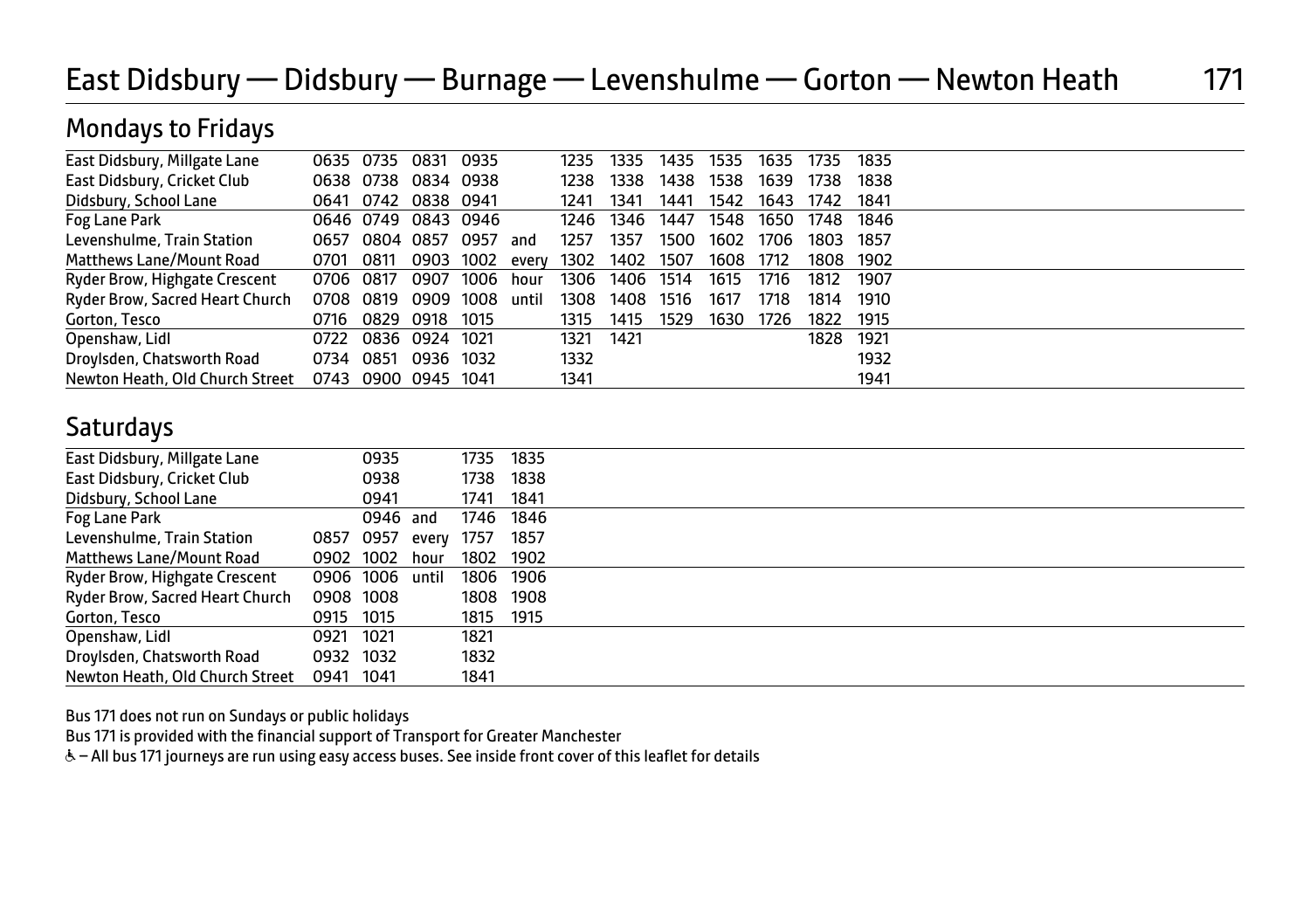# East Didsbury — Didsbury — Burnage — Levenshulme — Gorton — Newton Heath 171

## Mondays to Fridays

| | | | | | | | | | | | | |
|---|---|---|---|---|---|---|---|---|---|---|---|---|
| East Didsbury, Millgate Lane | 0635 | 0735 | 0831 | 0935 | | 1235 | 1335 | 1435 | 1535 | 1635 | 1735 | 1835 |
| East Didsbury, Cricket Club | 0638 | 0738 | 0834 | 0938 | | 1238 | 1338 | 1438 | 1538 | 1639 | 1738 | 1838 |
| Didsbury, School Lane | 0641 | 0742 | 0838 | 0941 | | 1241 | 1341 | 1441 | 1542 | 1643 | 1742 | 1841 |
| Fog Lane Park | 0646 | 0749 | 0843 | 0946 | | 1246 | 1346 | 1447 | 1548 | 1650 | 1748 | 1846 |
| Levenshulme, Train Station | 0657 | 0804 | 0857 | 0957 | and | 1257 | 1357 | 1500 | 1602 | 1706 | 1803 | 1857 |
| Matthews Lane/Mount Road | 0701 | 0811 | 0903 | 1002 | every | 1302 | 1402 | 1507 | 1608 | 1712 | 1808 | 1902 |
| Ryder Brow, Highgate Crescent | 0706 | 0817 | 0907 | 1006 | hour | 1306 | 1406 | 1514 | 1615 | 1716 | 1812 | 1907 |
| Ryder Brow, Sacred Heart Church | 0708 | 0819 | 0909 | 1008 | until | 1308 | 1408 | 1516 | 1617 | 1718 | 1814 | 1910 |
| Gorton, Tesco | 0716 | 0829 | 0918 | 1015 | | 1315 | 1415 | 1529 | 1630 | 1726 | 1822 | 1915 |
| Openshaw, Lidl | 0722 | 0836 | 0924 | 1021 | | 1321 | 1421 | | | | 1828 | 1921 |
| Droylsden, Chatsworth Road | 0734 | 0851 | 0936 | 1032 | | 1332 | | | | | | 1932 |
| Newton Heath, Old Church Street | 0743 | 0900 | 0945 | 1041 | | 1341 | | | | | | 1941 |

## Saturdays

| | | | | | |
|---|---|---|---|---|---|
| East Didsbury, Millgate Lane | | 0935 | | 1735 | 1835 |
| East Didsbury, Cricket Club | | 0938 | | 1738 | 1838 |
| Didsbury, School Lane | | 0941 | | 1741 | 1841 |
| Fog Lane Park | | 0946 | and | 1746 | 1846 |
| Levenshulme, Train Station | 0857 | 0957 | every | 1757 | 1857 |
| Matthews Lane/Mount Road | 0902 | 1002 | hour | 1802 | 1902 |
| Ryder Brow, Highgate Crescent | 0906 | 1006 | until | 1806 | 1906 |
| Ryder Brow, Sacred Heart Church | 0908 | 1008 | | 1808 | 1908 |
| Gorton, Tesco | 0915 | 1015 | | 1815 | 1915 |
| Openshaw, Lidl | 0921 | 1021 | | 1821 | |
| Droylsden, Chatsworth Road | 0932 | 1032 | | 1832 | |
| Newton Heath, Old Church Street | 0941 | 1041 | | 1841 | |

Bus 171 does not run on Sundays or public holidays

Bus 171 is provided with the financial support of Transport for Greater Manchester

♿ – All bus 171 journeys are run using easy access buses. See inside front cover of this leaflet for details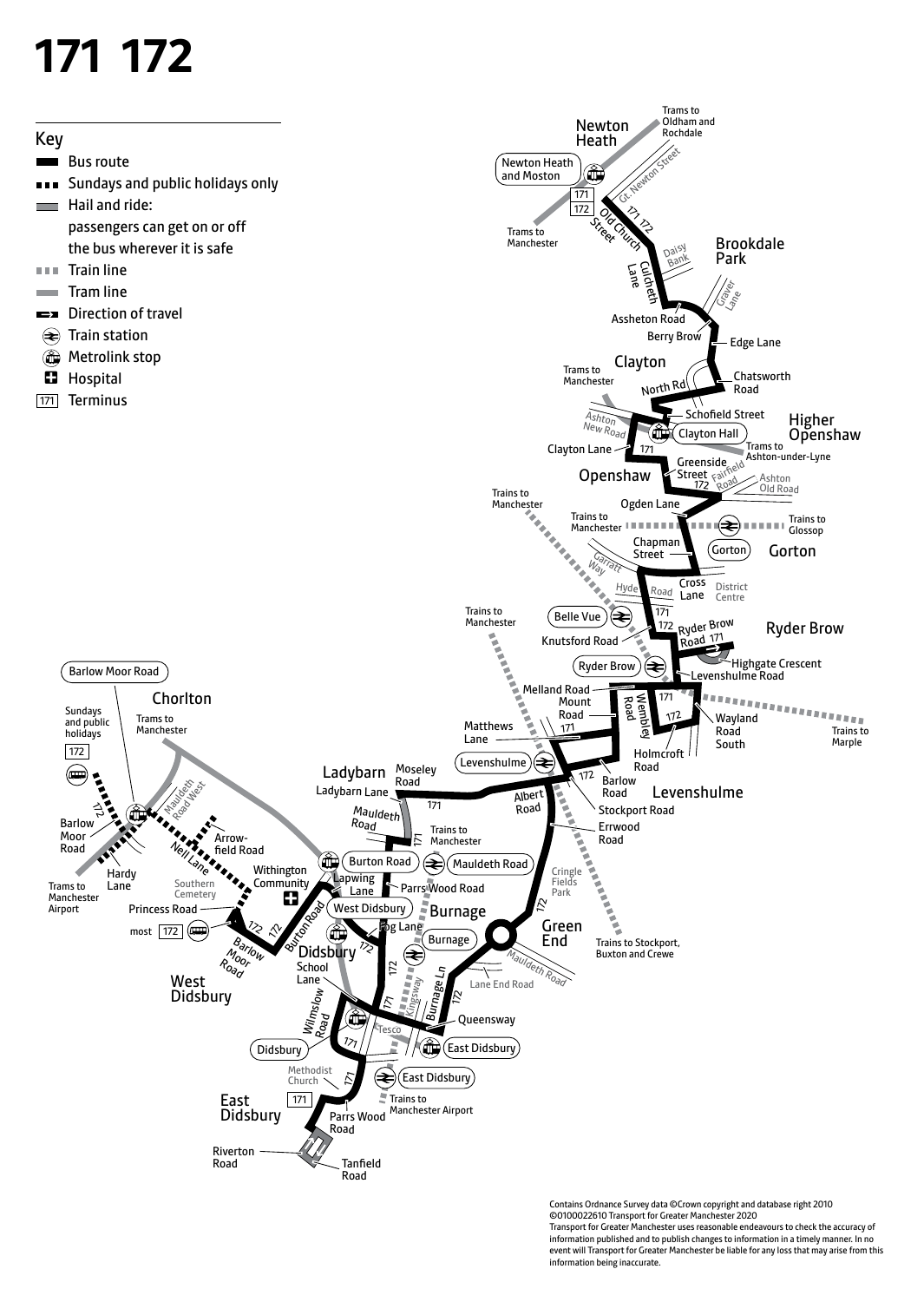# 171 172

## Key

- Bus route
- Sundays and public holidays only
- Hail and ride: passengers can get on or off the bus wherever it is safe
- Train line
- Tram line
- Direction of travel
- Train station
- Metrolink stop
- Hospital
- 171 Terminus

Newton Heath
Newton Heath and Moston
171
172
Trams to Oldham and Rochdale
Trams to Manchester
Gt. Newton Street
Old Church Street
171 172
Culcheth Lane
Daisy Bank
Brookdale Park
Graver Lane
Assheton Road
Berry Brow
Edge Lane
Clayton
Trams to Manchester
North Rd
Chatsworth Road
Schofield Street
Ashton New Road
Clayton Hall
Higher Openshaw
Trams to Ashton-under-Lyne
Clayton Lane
171
Openshaw
Greenside Street
172
Fairfield Road
Ashton Old Road
Trains to Manchester
Ogden Lane
Trains to Manchester
Trains to Glossop
Chapman Street
Gorton
Gorton
Garratt Way
Hyde Road
Cross Lane
District Centre
Trains to Manchester
Belle Vue
171
172
Ryder Brow Road
171
Ryder Brow
Knutsford Road
Highgate Crescent
Ryder Brow
Levenshulme Road
Melland Road
Mount Road
Wembley Road
171
172
Wayland Road South
Trains to Marple
Matthews Lane
171
Holmcroft Road
Levenshulme
172
Barlow Road
Levenshulme
Ladybarn
Moseley Road
Ladybarn Lane
171
Albert Road
Stockport Road
Mauldeth Road
171
Trains to Manchester
Errwood Road
Barlow Moor Road
Chorlton
Sundays and public holidays
172
Trams to Manchester
Mauldeth Road West
172
Barlow Moor Road
Arrowfield Road
Nell Lane
Burton Road
Mauldeth Road
Hardy Lane
Withington Community
Southern Cemetery
Lapwing Lane
Parrs Wood Road
Cringle Fields Park
Trams to Manchester Airport
Princess Road
West Didsbury
Burnage
172
most 172
172
172
Burton Road
Fog Lane
Green End
Burnage
Barlow Moor Road
Didsbury
172
Trains to Stockport, Buxton and Crewe
School Lane
Mauldeth Road
West Didsbury
172
Lane End Road
Kingsway
Burnage Ln
172
171
Wilmslow Road
Queensway
Tesco
171
Didsbury
East Didsbury
Methodist Church
171
East Didsbury
East Didsbury
171
Trains to Manchester Airport
Parrs Wood Road
Riverton Road
Tanfield Road

Contains Ordnance Survey data ©Crown copyright and database right 2010
©0100022610 Transport for Greater Manchester 2020
Transport for Greater Manchester uses reasonable endeavours to check the accuracy of information published and to publish changes to information in a timely manner. In no event will Transport for Greater Manchester be liable for any loss that may arise from this information being inaccurate.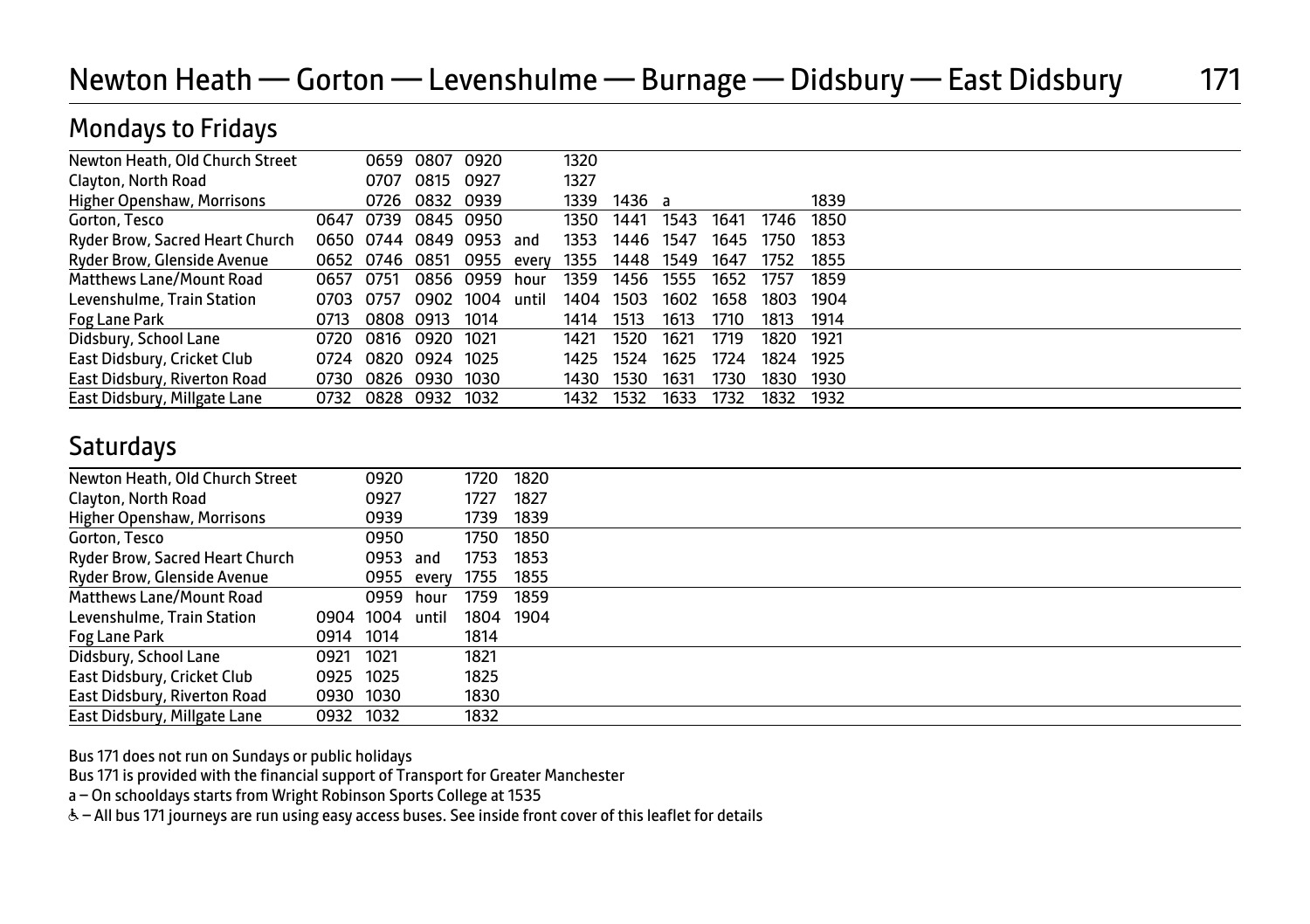# Newton Heath — Gorton — Levenshulme — Burnage — Didsbury — East Didsbury 171

## Mondays to Fridays

| Stop | | | | | | | | | | | |
|---|---|---|---|---|---|---|---|---|---|---|---|
| Newton Heath, Old Church Street | | 0659 | 0807 | 0920 | | 1320 | | | | | |
| Clayton, North Road | | 0707 | 0815 | 0927 | | 1327 | | | | | |
| Higher Openshaw, Morrisons | | 0726 | 0832 | 0939 | | 1339 | 1436 | a | | | 1839 |
| Gorton, Tesco | 0647 | 0739 | 0845 | 0950 | | 1350 | 1441 | 1543 | 1641 | 1746 | 1850 |
| Ryder Brow, Sacred Heart Church | 0650 | 0744 | 0849 | 0953 | and | 1353 | 1446 | 1547 | 1645 | 1750 | 1853 |
| Ryder Brow, Glenside Avenue | 0652 | 0746 | 0851 | 0955 | every | 1355 | 1448 | 1549 | 1647 | 1752 | 1855 |
| Matthews Lane/Mount Road | 0657 | 0751 | 0856 | 0959 | hour | 1359 | 1456 | 1555 | 1652 | 1757 | 1859 |
| Levenshulme, Train Station | 0703 | 0757 | 0902 | 1004 | until | 1404 | 1503 | 1602 | 1658 | 1803 | 1904 |
| Fog Lane Park | 0713 | 0808 | 0913 | 1014 | | 1414 | 1513 | 1613 | 1710 | 1813 | 1914 |
| Didsbury, School Lane | 0720 | 0816 | 0920 | 1021 | | 1421 | 1520 | 1621 | 1719 | 1820 | 1921 |
| East Didsbury, Cricket Club | 0724 | 0820 | 0924 | 1025 | | 1425 | 1524 | 1625 | 1724 | 1824 | 1925 |
| East Didsbury, Riverton Road | 0730 | 0826 | 0930 | 1030 | | 1430 | 1530 | 1631 | 1730 | 1830 | 1930 |
| East Didsbury, Millgate Lane | 0732 | 0828 | 0932 | 1032 | | 1432 | 1532 | 1633 | 1732 | 1832 | 1932 |

## Saturdays

| Stop | | | | | |
|---|---|---|---|---|---|
| Newton Heath, Old Church Street | | 0920 | | 1720 | 1820 |
| Clayton, North Road | | 0927 | | 1727 | 1827 |
| Higher Openshaw, Morrisons | | 0939 | | 1739 | 1839 |
| Gorton, Tesco | | 0950 | | 1750 | 1850 |
| Ryder Brow, Sacred Heart Church | | 0953 | and | 1753 | 1853 |
| Ryder Brow, Glenside Avenue | | 0955 | every | 1755 | 1855 |
| Matthews Lane/Mount Road | | 0959 | hour | 1759 | 1859 |
| Levenshulme, Train Station | 0904 | 1004 | until | 1804 | 1904 |
| Fog Lane Park | 0914 | 1014 | | 1814 | |
| Didsbury, School Lane | 0921 | 1021 | | 1821 | |
| East Didsbury, Cricket Club | 0925 | 1025 | | 1825 | |
| East Didsbury, Riverton Road | 0930 | 1030 | | 1830 | |
| East Didsbury, Millgate Lane | 0932 | 1032 | | 1832 | |

Bus 171 does not run on Sundays or public holidays

Bus 171 is provided with the financial support of Transport for Greater Manchester

a – On schooldays starts from Wright Robinson Sports College at 1535

♿ – All bus 171 journeys are run using easy access buses. See inside front cover of this leaflet for details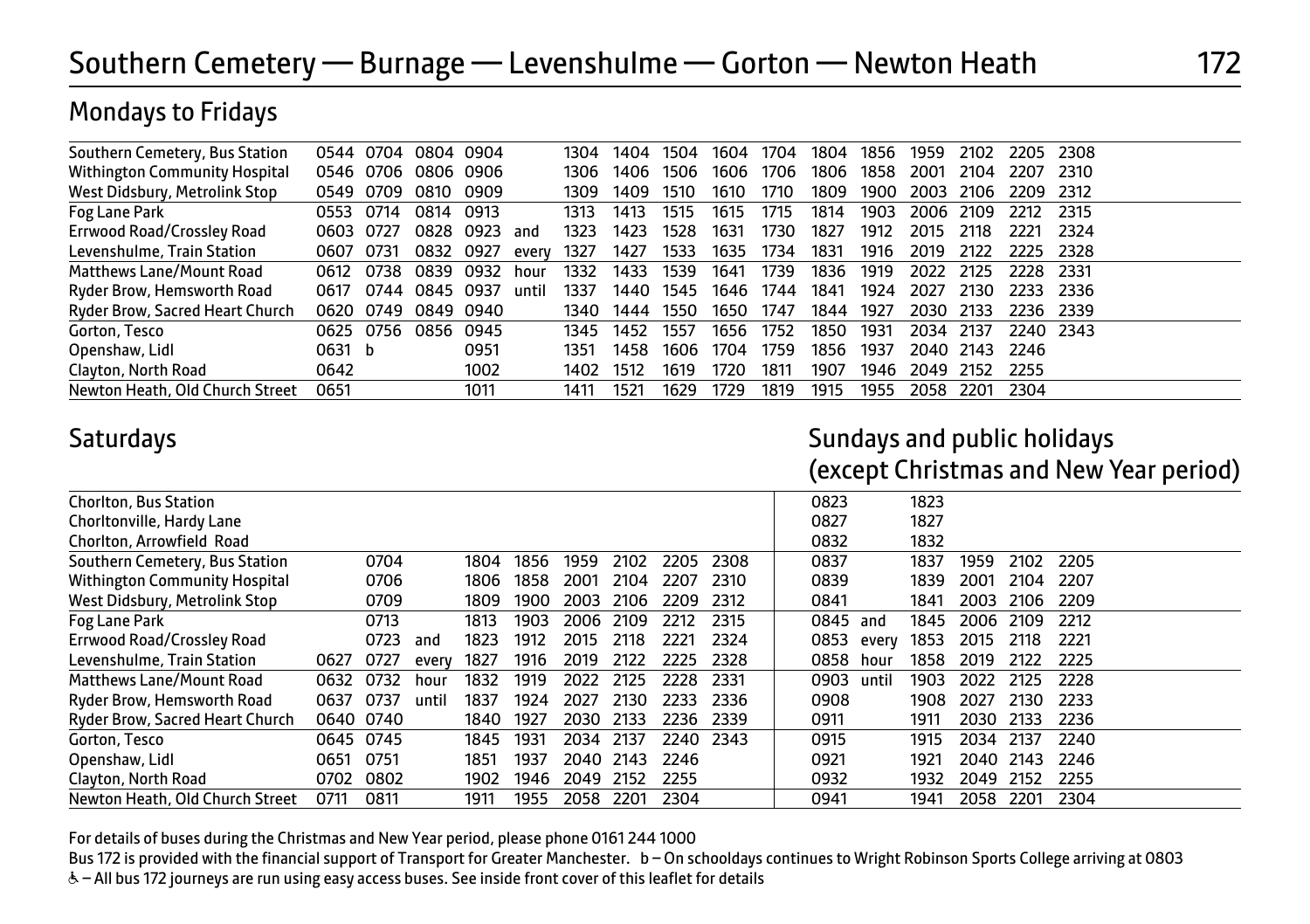# Southern Cemetery — Burnage — Levenshulme — Gorton — Newton Heath 172

## Mondays to Fridays

| | | | | | | | | | | | | | | | | |
|---|---|---|---|---|---|---|---|---|---|---|---|---|---|---|---|---|
| Southern Cemetery, Bus Station | 0544 | 0704 | 0804 | 0904 | | 1304 | 1404 | 1504 | 1604 | 1704 | 1804 | 1856 | 1959 | 2102 | 2205 | 2308 |
| Withington Community Hospital | 0546 | 0706 | 0806 | 0906 | | 1306 | 1406 | 1506 | 1606 | 1706 | 1806 | 1858 | 2001 | 2104 | 2207 | 2310 |
| West Didsbury, Metrolink Stop | 0549 | 0709 | 0810 | 0909 | | 1309 | 1409 | 1510 | 1610 | 1710 | 1809 | 1900 | 2003 | 2106 | 2209 | 2312 |
| Fog Lane Park | 0553 | 0714 | 0814 | 0913 | | 1313 | 1413 | 1515 | 1615 | 1715 | 1814 | 1903 | 2006 | 2109 | 2212 | 2315 |
| Errwood Road/Crossley Road | 0603 | 0727 | 0828 | 0923 | and | 1323 | 1423 | 1528 | 1631 | 1730 | 1827 | 1912 | 2015 | 2118 | 2221 | 2324 |
| Levenshulme, Train Station | 0607 | 0731 | 0832 | 0927 | every | 1327 | 1427 | 1533 | 1635 | 1734 | 1831 | 1916 | 2019 | 2122 | 2225 | 2328 |
| Matthews Lane/Mount Road | 0612 | 0738 | 0839 | 0932 | hour | 1332 | 1433 | 1539 | 1641 | 1739 | 1836 | 1919 | 2022 | 2125 | 2228 | 2331 |
| Ryder Brow, Hemsworth Road | 0617 | 0744 | 0845 | 0937 | until | 1337 | 1440 | 1545 | 1646 | 1744 | 1841 | 1924 | 2027 | 2130 | 2233 | 2336 |
| Ryder Brow, Sacred Heart Church | 0620 | 0749 | 0849 | 0940 | | 1340 | 1444 | 1550 | 1650 | 1747 | 1844 | 1927 | 2030 | 2133 | 2236 | 2339 |
| Gorton, Tesco | 0625 | 0756 | 0856 | 0945 | | 1345 | 1452 | 1557 | 1656 | 1752 | 1850 | 1931 | 2034 | 2137 | 2240 | 2343 |
| Openshaw, Lidl | 0631 | b | | 0951 | | 1351 | 1458 | 1606 | 1704 | 1759 | 1856 | 1937 | 2040 | 2143 | 2246 | |
| Clayton, North Road | 0642 | | | 1002 | | 1402 | 1512 | 1619 | 1720 | 1811 | 1907 | 1946 | 2049 | 2152 | 2255 | |
| Newton Heath, Old Church Street | 0651 | | | 1011 | | 1411 | 1521 | 1629 | 1729 | 1819 | 1915 | 1955 | 2058 | 2201 | 2304 | |

## Saturdays

| | | | | | | | | | |
|---|---|---|---|---|---|---|---|---|---|
| Chorlton, Bus Station | | | | | | | | | |
| Chorltonville, Hardy Lane | | | | | | | | | |
| Chorlton, Arrowfield Road | | | | | | | | | |
| Southern Cemetery, Bus Station | | 0704 | | 1804 | 1856 | 1959 | 2102 | 2205 | 2308 |
| Withington Community Hospital | | 0706 | | 1806 | 1858 | 2001 | 2104 | 2207 | 2310 |
| West Didsbury, Metrolink Stop | | 0709 | | 1809 | 1900 | 2003 | 2106 | 2209 | 2312 |
| Fog Lane Park | | 0713 | | 1813 | 1903 | 2006 | 2109 | 2212 | 2315 |
| Errwood Road/Crossley Road | | 0723 | and | 1823 | 1912 | 2015 | 2118 | 2221 | 2324 |
| Levenshulme, Train Station | 0627 | 0727 | every | 1827 | 1916 | 2019 | 2122 | 2225 | 2328 |
| Matthews Lane/Mount Road | 0632 | 0732 | hour | 1832 | 1919 | 2022 | 2125 | 2228 | 2331 |
| Ryder Brow, Hemsworth Road | 0637 | 0737 | until | 1837 | 1924 | 2027 | 2130 | 2233 | 2336 |
| Ryder Brow, Sacred Heart Church | 0640 | 0740 | | 1840 | 1927 | 2030 | 2133 | 2236 | 2339 |
| Gorton, Tesco | 0645 | 0745 | | 1845 | 1931 | 2034 | 2137 | 2240 | 2343 |
| Openshaw, Lidl | 0651 | 0751 | | 1851 | 1937 | 2040 | 2143 | 2246 | |
| Clayton, North Road | 0702 | 0802 | | 1902 | 1946 | 2049 | 2152 | 2255 | |
| Newton Heath, Old Church Street | 0711 | 0811 | | 1911 | 1955 | 2058 | 2201 | 2304 | |

## Sundays and public holidays (except Christmas and New Year period)

| | | | | | | |
|---|---|---|---|---|---|---|
| Chorlton, Bus Station | 0823 | | 1823 | | | |
| Chorltonville, Hardy Lane | 0827 | | 1827 | | | |
| Chorlton, Arrowfield Road | 0832 | | 1832 | | | |
| Southern Cemetery, Bus Station | 0837 | | 1837 | 1959 | 2102 | 2205 |
| Withington Community Hospital | 0839 | | 1839 | 2001 | 2104 | 2207 |
| West Didsbury, Metrolink Stop | 0841 | | 1841 | 2003 | 2106 | 2209 |
| Fog Lane Park | 0845 | and | 1845 | 2006 | 2109 | 2212 |
| Errwood Road/Crossley Road | 0853 | every | 1853 | 2015 | 2118 | 2221 |
| Levenshulme, Train Station | 0858 | hour | 1858 | 2019 | 2122 | 2225 |
| Matthews Lane/Mount Road | 0903 | until | 1903 | 2022 | 2125 | 2228 |
| Ryder Brow, Hemsworth Road | 0908 | | 1908 | 2027 | 2130 | 2233 |
| Ryder Brow, Sacred Heart Church | 0911 | | 1911 | 2030 | 2133 | 2236 |
| Gorton, Tesco | 0915 | | 1915 | 2034 | 2137 | 2240 |
| Openshaw, Lidl | 0921 | | 1921 | 2040 | 2143 | 2246 |
| Clayton, North Road | 0932 | | 1932 | 2049 | 2152 | 2255 |
| Newton Heath, Old Church Street | 0941 | | 1941 | 2058 | 2201 | 2304 |

For details of buses during the Christmas and New Year period, please phone 0161 244 1000

Bus 172 is provided with the financial support of Transport for Greater Manchester. b – On schooldays continues to Wright Robinson Sports College arriving at 0803

♿ – All bus 172 journeys are run using easy access buses. See inside front cover of this leaflet for details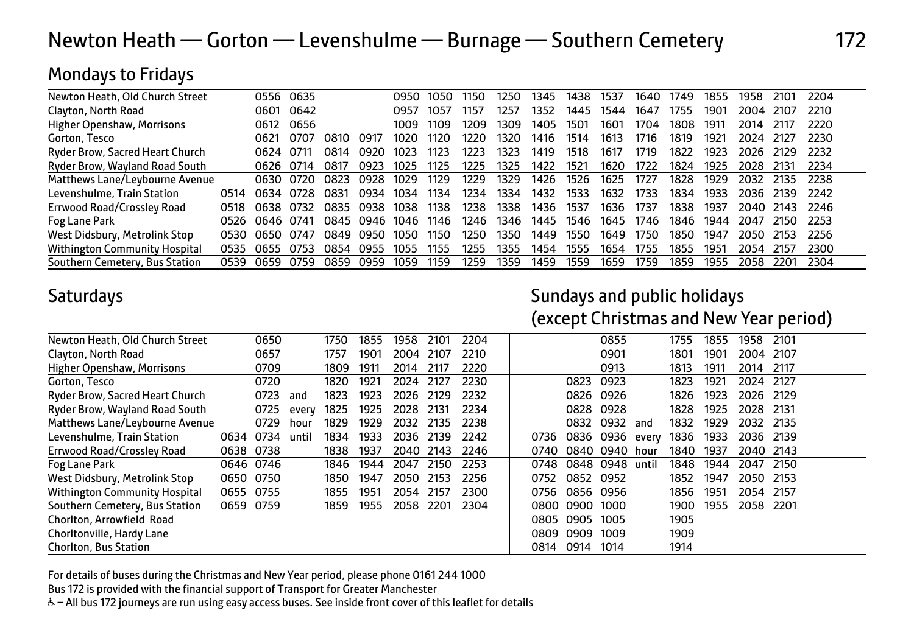# Newton Heath — Gorton — Levenshulme — Burnage — Southern Cemetery 172

## Mondays to Fridays

| | | | | | | | | | | | | | | | | | | |
|---|---|---|---|---|---|---|---|---|---|---|---|---|---|---|---|---|---|---|
| Newton Heath, Old Church Street | | 0556 | 0635 | | | 0950 | 1050 | 1150 | 1250 | 1345 | 1438 | 1537 | 1640 | 1749 | 1855 | 1958 | 2101 | 2204 |
| Clayton, North Road | | 0601 | 0642 | | | 0957 | 1057 | 1157 | 1257 | 1352 | 1445 | 1544 | 1647 | 1755 | 1901 | 2004 | 2107 | 2210 |
| Higher Openshaw, Morrisons | | 0612 | 0656 | | | 1009 | 1109 | 1209 | 1309 | 1405 | 1501 | 1601 | 1704 | 1808 | 1911 | 2014 | 2117 | 2220 |
| Gorton, Tesco | | 0621 | 0707 | 0810 | 0917 | 1020 | 1120 | 1220 | 1320 | 1416 | 1514 | 1613 | 1716 | 1819 | 1921 | 2024 | 2127 | 2230 |
| Ryder Brow, Sacred Heart Church | | 0624 | 0711 | 0814 | 0920 | 1023 | 1123 | 1223 | 1323 | 1419 | 1518 | 1617 | 1719 | 1822 | 1923 | 2026 | 2129 | 2232 |
| Ryder Brow, Wayland Road South | | 0626 | 0714 | 0817 | 0923 | 1025 | 1125 | 1225 | 1325 | 1422 | 1521 | 1620 | 1722 | 1824 | 1925 | 2028 | 2131 | 2234 |
| Matthews Lane/Leybourne Avenue | | 0630 | 0720 | 0823 | 0928 | 1029 | 1129 | 1229 | 1329 | 1426 | 1526 | 1625 | 1727 | 1828 | 1929 | 2032 | 2135 | 2238 |
| Levenshulme, Train Station | 0514 | 0634 | 0728 | 0831 | 0934 | 1034 | 1134 | 1234 | 1334 | 1432 | 1533 | 1632 | 1733 | 1834 | 1933 | 2036 | 2139 | 2242 |
| Errwood Road/Crossley Road | 0518 | 0638 | 0732 | 0835 | 0938 | 1038 | 1138 | 1238 | 1338 | 1436 | 1537 | 1636 | 1737 | 1838 | 1937 | 2040 | 2143 | 2246 |
| Fog Lane Park | 0526 | 0646 | 0741 | 0845 | 0946 | 1046 | 1146 | 1246 | 1346 | 1445 | 1546 | 1645 | 1746 | 1846 | 1944 | 2047 | 2150 | 2253 |
| West Didsbury, Metrolink Stop | 0530 | 0650 | 0747 | 0849 | 0950 | 1050 | 1150 | 1250 | 1350 | 1449 | 1550 | 1649 | 1750 | 1850 | 1947 | 2050 | 2153 | 2256 |
| Withington Community Hospital | 0535 | 0655 | 0753 | 0854 | 0955 | 1055 | 1155 | 1255 | 1355 | 1454 | 1555 | 1654 | 1755 | 1855 | 1951 | 2054 | 2157 | 2300 |
| Southern Cemetery, Bus Station | 0539 | 0659 | 0759 | 0859 | 0959 | 1059 | 1159 | 1259 | 1359 | 1459 | 1559 | 1659 | 1759 | 1859 | 1955 | 2058 | 2201 | 2304 |

## Saturdays

| | | | | | | | | |
|---|---|---|---|---|---|---|---|---|
| Newton Heath, Old Church Street | | 0650 | | 1750 | 1855 | 1958 | 2101 | 2204 |
| Clayton, North Road | | 0657 | | 1757 | 1901 | 2004 | 2107 | 2210 |
| Higher Openshaw, Morrisons | | 0709 | | 1809 | 1911 | 2014 | 2117 | 2220 |
| Gorton, Tesco | | 0720 | | 1820 | 1921 | 2024 | 2127 | 2230 |
| Ryder Brow, Sacred Heart Church | | 0723 | and | 1823 | 1923 | 2026 | 2129 | 2232 |
| Ryder Brow, Wayland Road South | | 0725 | every | 1825 | 1925 | 2028 | 2131 | 2234 |
| Matthews Lane/Leybourne Avenue | | 0729 | hour | 1829 | 1929 | 2032 | 2135 | 2238 |
| Levenshulme, Train Station | 0634 | 0734 | until | 1834 | 1933 | 2036 | 2139 | 2242 |
| Errwood Road/Crossley Road | 0638 | 0738 | | 1838 | 1937 | 2040 | 2143 | 2246 |
| Fog Lane Park | 0646 | 0746 | | 1846 | 1944 | 2047 | 2150 | 2253 |
| West Didsbury, Metrolink Stop | 0650 | 0750 | | 1850 | 1947 | 2050 | 2153 | 2256 |
| Withington Community Hospital | 0655 | 0755 | | 1855 | 1951 | 2054 | 2157 | 2300 |
| Southern Cemetery, Bus Station | 0659 | 0759 | | 1859 | 1955 | 2058 | 2201 | 2304 |

## Sundays and public holidays (except Christmas and New Year period)

| | | | | | | | | |
|---|---|---|---|---|---|---|---|---|
| Newton Heath, Old Church Street | | | 0855 | | 1755 | 1855 | 1958 | 2101 |
| Clayton, North Road | | | 0901 | | 1801 | 1901 | 2004 | 2107 |
| Higher Openshaw, Morrisons | | | 0913 | | 1813 | 1911 | 2014 | 2117 |
| Gorton, Tesco | | 0823 | 0923 | | 1823 | 1921 | 2024 | 2127 |
| Ryder Brow, Sacred Heart Church | | 0826 | 0926 | | 1826 | 1923 | 2026 | 2129 |
| Ryder Brow, Wayland Road South | | 0828 | 0928 | | 1828 | 1925 | 2028 | 2131 |
| Matthews Lane/Leybourne Avenue | | 0832 | 0932 | and | 1832 | 1929 | 2032 | 2135 |
| Levenshulme, Train Station | 0736 | 0836 | 0936 | every | 1836 | 1933 | 2036 | 2139 |
| Errwood Road/Crossley Road | 0740 | 0840 | 0940 | hour | 1840 | 1937 | 2040 | 2143 |
| Fog Lane Park | 0748 | 0848 | 0948 | until | 1848 | 1944 | 2047 | 2150 |
| West Didsbury, Metrolink Stop | 0752 | 0852 | 0952 | | 1852 | 1947 | 2050 | 2153 |
| Withington Community Hospital | 0756 | 0856 | 0956 | | 1856 | 1951 | 2054 | 2157 |
| Southern Cemetery, Bus Station | 0800 | 0900 | 1000 | | 1900 | 1955 | 2058 | 2201 |
| Chorlton, Arrowfield Road | 0805 | 0905 | 1005 | | 1905 | | | |
| Chorltonville, Hardy Lane | 0809 | 0909 | 1009 | | 1909 | | | |
| Chorlton, Bus Station | 0814 | 0914 | 1014 | | 1914 | | | |

For details of buses during the Christmas and New Year period, please phone 0161 244 1000

Bus 172 is provided with the financial support of Transport for Greater Manchester

♿ – All bus 172 journeys are run using easy access buses. See inside front cover of this leaflet for details